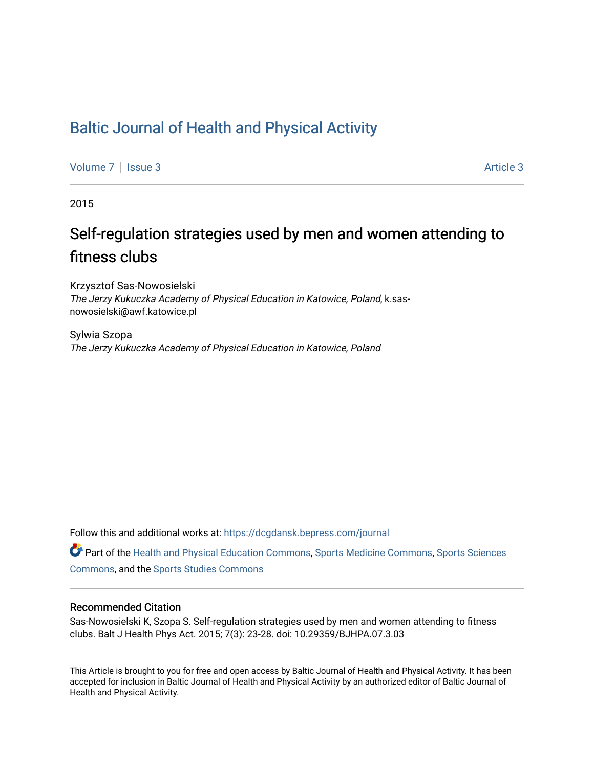# Baltic Journal of Health and Physical Activity

Volume 7 | Issue 3 Article 3

2015

## Self-regulation strategies used by men and women attending to fitness clubs

Krzysztof Sas-Nowosielski
*The Jerzy Kukuczka Academy of Physical Education in Katowice, Poland*, k.sas-nowosielski@awf.katowice.pl

Sylwia Szopa
*The Jerzy Kukuczka Academy of Physical Education in Katowice, Poland*

Follow this and additional works at: https://dcgdansk.bepress.com/journal

Part of the Health and Physical Education Commons, Sports Medicine Commons, Sports Sciences Commons, and the Sports Studies Commons

### Recommended Citation

Sas-Nowosielski K, Szopa S. Self-regulation strategies used by men and women attending to fitness clubs. Balt J Health Phys Act. 2015; 7(3): 23-28. doi: 10.29359/BJHPA.07.3.03

This Article is brought to you for free and open access by Baltic Journal of Health and Physical Activity. It has been accepted for inclusion in Baltic Journal of Health and Physical Activity by an authorized editor of Baltic Journal of Health and Physical Activity.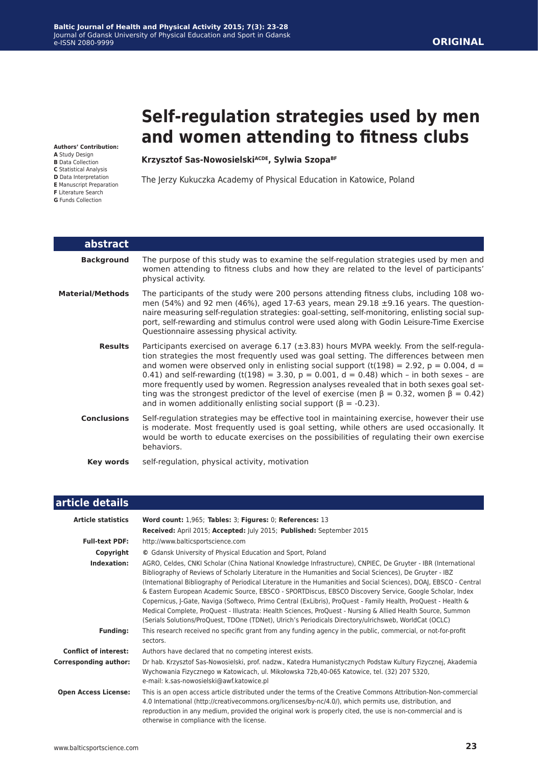**ORIGINAL**

# Self-regulation strategies used by men and women attending to fitness clubs

**Authors' Contribution:**
**A** Study Design
**B** Data Collection
**C** Statistical Analysis
**D** Data Interpretation
**E** Manuscript Preparation
**F** Literature Search
**G** Funds Collection

**Krzysztof Sas-Nowosielski[ACDE], Sylwia Szopa[BF]**

The Jerzy Kukuczka Academy of Physical Education in Katowice, Poland

## abstract

**Background**
The purpose of this study was to examine the self-regulation strategies used by men and women attending to fitness clubs and how they are related to the level of participants' physical activity.

**Material/Methods**
The participants of the study were 200 persons attending fitness clubs, including 108 women (54%) and 92 men (46%), aged 17-63 years, mean 29.18 ±9.16 years. The questionnaire measuring self-regulation strategies: goal-setting, self-monitoring, enlisting social support, self-rewarding and stimulus control were used along with Godin Leisure-Time Exercise Questionnaire assessing physical activity.

**Results**
Participants exercised on average 6.17 (±3.83) hours MVPA weekly. From the self-regulation strategies the most frequently used was goal setting. The differences between men and women were observed only in enlisting social support ($t(198) = 2.92$, $p = 0.004$, $d = 0.41$) and self-rewarding ($t(198) = 3.30$, $p = 0.001$, $d = 0.48$) which – in both sexes – are more frequently used by women. Regression analyses revealed that in both sexes goal setting was the strongest predictor of the level of exercise (men $\beta = 0.32$, women $\beta = 0.42$) and in women additionally enlisting social support ($\beta = -0.23$).

**Conclusions**
Self-regulation strategies may be effective tool in maintaining exercise, however their use is moderate. Most frequently used is goal setting, while others are used occasionally. It would be worth to educate exercises on the possibilities of regulating their own exercise behaviors.

**Key words**
self-regulation, physical activity, motivation

## article details

**Article statistics**
**Word count:** 1,965; **Tables:** 3; **Figures:** 0; **References:** 13
**Received:** April 2015; **Accepted:** July 2015; **Published:** September 2015

**Full-text PDF:**
http://www.balticsportscience.com

**Copyright**
© Gdansk University of Physical Education and Sport, Poland

**Indexation:**
AGRO, Celdes, CNKI Scholar (China National Knowledge Infrastructure), CNPIEC, De Gruyter - IBR (International Bibliography of Reviews of Scholarly Literature in the Humanities and Social Sciences), De Gruyter - IBZ (International Bibliography of Periodical Literature in the Humanities and Social Sciences), DOAJ, EBSCO - Central & Eastern European Academic Source, EBSCO - SPORTDiscus, EBSCO Discovery Service, Google Scholar, Index Copernicus, J-Gate, Naviga (Softweco, Primo Central (ExLibris), ProQuest - Family Health, ProQuest - Health & Medical Complete, ProQuest - Illustrata: Health Sciences, ProQuest - Nursing & Allied Health Source, Summon (Serials Solutions/ProQuest, TDOne (TDNet), Ulrich's Periodicals Directory/ulrichsweb, WorldCat (OCLC)

**Funding:**
This research received no specific grant from any funding agency in the public, commercial, or not-for-profit sectors.

**Conflict of interest:**
Authors have declared that no competing interest exists.

**Corresponding author:**
Dr hab. Krzysztof Sas-Nowosielski, prof. nadzw., Katedra Humanistycznych Podstaw Kultury Fizycznej, Akademia Wychowania Fizycznego w Katowicach, ul. Mikołowska 72b,40-065 Katowice, tel. (32) 207 5320, e-mail: k.sas-nowosielski@awf.katowice.pl

**Open Access License:**
This is an open access article distributed under the terms of the Creative Commons Attribution-Non-commercial 4.0 International (http://creativecommons.org/licenses/by-nc/4.0/), which permits use, distribution, and reproduction in any medium, provided the original work is properly cited, the use is non-commercial and is otherwise in compliance with the license.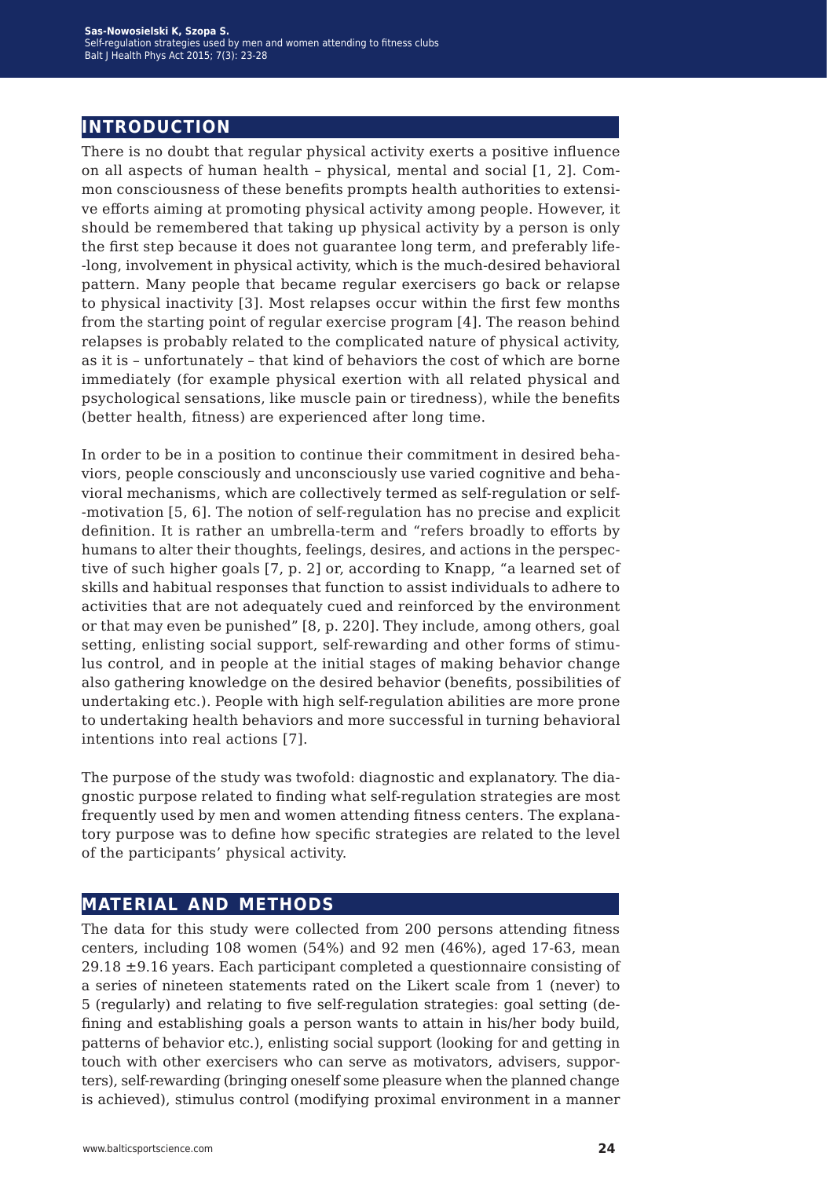## INTRODUCTION

There is no doubt that regular physical activity exerts a positive influence on all aspects of human health – physical, mental and social [1, 2]. Common consciousness of these benefits prompts health authorities to extensive efforts aiming at promoting physical activity among people. However, it should be remembered that taking up physical activity by a person is only the first step because it does not guarantee long term, and preferably life-long, involvement in physical activity, which is the much-desired behavioral pattern. Many people that became regular exercisers go back or relapse to physical inactivity [3]. Most relapses occur within the first few months from the starting point of regular exercise program [4]. The reason behind relapses is probably related to the complicated nature of physical activity, as it is – unfortunately – that kind of behaviors the cost of which are borne immediately (for example physical exertion with all related physical and psychological sensations, like muscle pain or tiredness), while the benefits (better health, fitness) are experienced after long time.

In order to be in a position to continue their commitment in desired behaviors, people consciously and unconsciously use varied cognitive and behavioral mechanisms, which are collectively termed as self-regulation or self-motivation [5, 6]. The notion of self-regulation has no precise and explicit definition. It is rather an umbrella-term and "refers broadly to efforts by humans to alter their thoughts, feelings, desires, and actions in the perspective of such higher goals [7, p. 2] or, according to Knapp, "a learned set of skills and habitual responses that function to assist individuals to adhere to activities that are not adequately cued and reinforced by the environment or that may even be punished" [8, p. 220]. They include, among others, goal setting, enlisting social support, self-rewarding and other forms of stimulus control, and in people at the initial stages of making behavior change also gathering knowledge on the desired behavior (benefits, possibilities of undertaking etc.). People with high self-regulation abilities are more prone to undertaking health behaviors and more successful in turning behavioral intentions into real actions [7].

The purpose of the study was twofold: diagnostic and explanatory. The diagnostic purpose related to finding what self-regulation strategies are most frequently used by men and women attending fitness centers. The explanatory purpose was to define how specific strategies are related to the level of the participants' physical activity.

## MATERIAL AND METHODS

The data for this study were collected from 200 persons attending fitness centers, including 108 women (54%) and 92 men (46%), aged 17-63, mean 29.18 ±9.16 years. Each participant completed a questionnaire consisting of a series of nineteen statements rated on the Likert scale from 1 (never) to 5 (regularly) and relating to five self-regulation strategies: goal setting (defining and establishing goals a person wants to attain in his/her body build, patterns of behavior etc.), enlisting social support (looking for and getting in touch with other exercisers who can serve as motivators, advisers, supporters), self-rewarding (bringing oneself some pleasure when the planned change is achieved), stimulus control (modifying proximal environment in a manner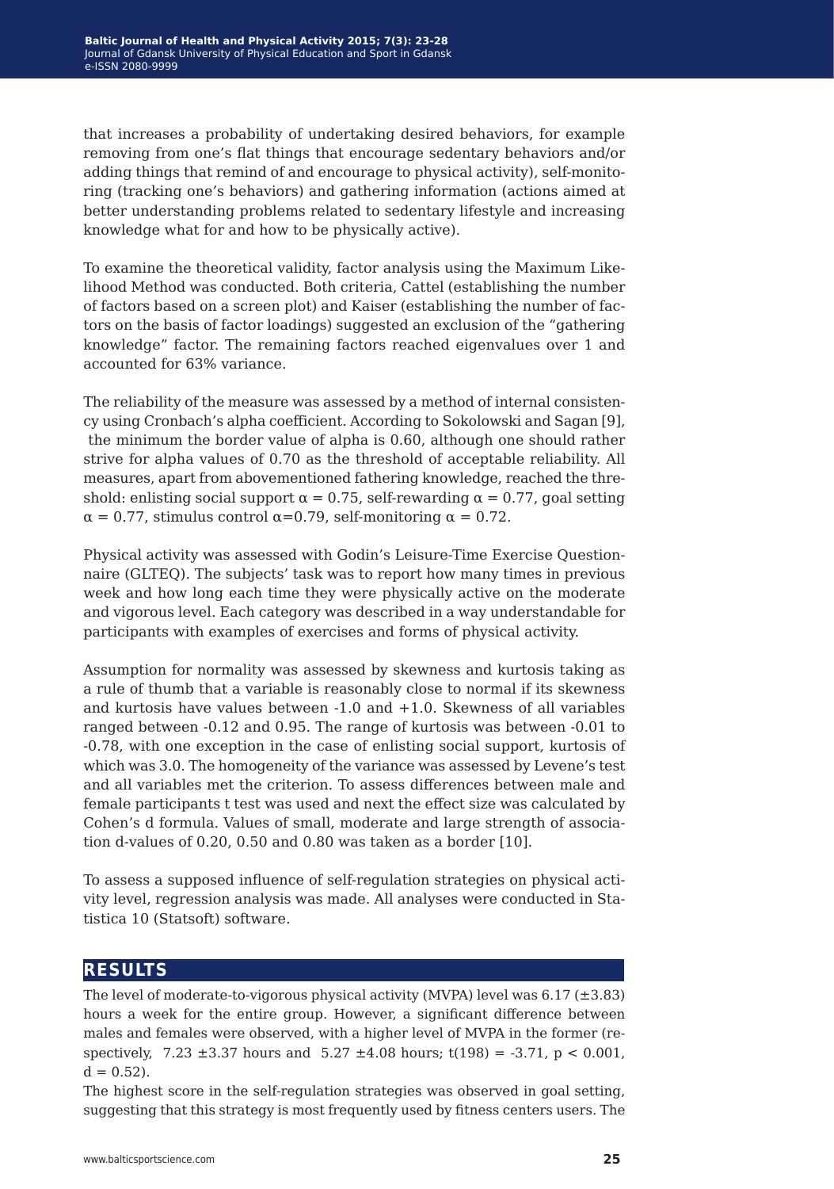that increases a probability of undertaking desired behaviors, for example removing from one's flat things that encourage sedentary behaviors and/or adding things that remind of and encourage to physical activity), self-monitoring (tracking one's behaviors) and gathering information (actions aimed at better understanding problems related to sedentary lifestyle and increasing knowledge what for and how to be physically active).

To examine the theoretical validity, factor analysis using the Maximum Likelihood Method was conducted. Both criteria, Cattel (establishing the number of factors based on a screen plot) and Kaiser (establishing the number of factors on the basis of factor loadings) suggested an exclusion of the "gathering knowledge" factor. The remaining factors reached eigenvalues over 1 and accounted for 63% variance.

The reliability of the measure was assessed by a method of internal consistency using Cronbach's alpha coefficient. According to Sokolowski and Sagan [9], the minimum the border value of alpha is 0.60, although one should rather strive for alpha values of 0.70 as the threshold of acceptable reliability. All measures, apart from abovementioned fathering knowledge, reached the threshold: enlisting social support $\alpha = 0.75$, self-rewarding $\alpha = 0.77$, goal setting $\alpha = 0.77$, stimulus control $\alpha=0.79$, self-monitoring $\alpha = 0.72$.

Physical activity was assessed with Godin's Leisure-Time Exercise Questionnaire (GLTEQ). The subjects' task was to report how many times in previous week and how long each time they were physically active on the moderate and vigorous level. Each category was described in a way understandable for participants with examples of exercises and forms of physical activity.

Assumption for normality was assessed by skewness and kurtosis taking as a rule of thumb that a variable is reasonably close to normal if its skewness and kurtosis have values between -1.0 and +1.0. Skewness of all variables ranged between -0.12 and 0.95. The range of kurtosis was between -0.01 to -0.78, with one exception in the case of enlisting social support, kurtosis of which was 3.0. The homogeneity of the variance was assessed by Levene's test and all variables met the criterion. To assess differences between male and female participants t test was used and next the effect size was calculated by Cohen's d formula. Values of small, moderate and large strength of association d-values of 0.20, 0.50 and 0.80 was taken as a border [10].

To assess a supposed influence of self-regulation strategies on physical activity level, regression analysis was made. All analyses were conducted in Statistica 10 (Statsoft) software.

## RESULTS

The level of moderate-to-vigorous physical activity (MVPA) level was 6.17 ($\pm$3.83) hours a week for the entire group. However, a significant difference between males and females were observed, with a higher level of MVPA in the former (respectively, 7.23 $\pm$3.37 hours and 5.27 $\pm$4.08 hours; $t(198) = -3.71$, $p < 0.001$, $d = 0.52$).

The highest score in the self-regulation strategies was observed in goal setting, suggesting that this strategy is most frequently used by fitness centers users. The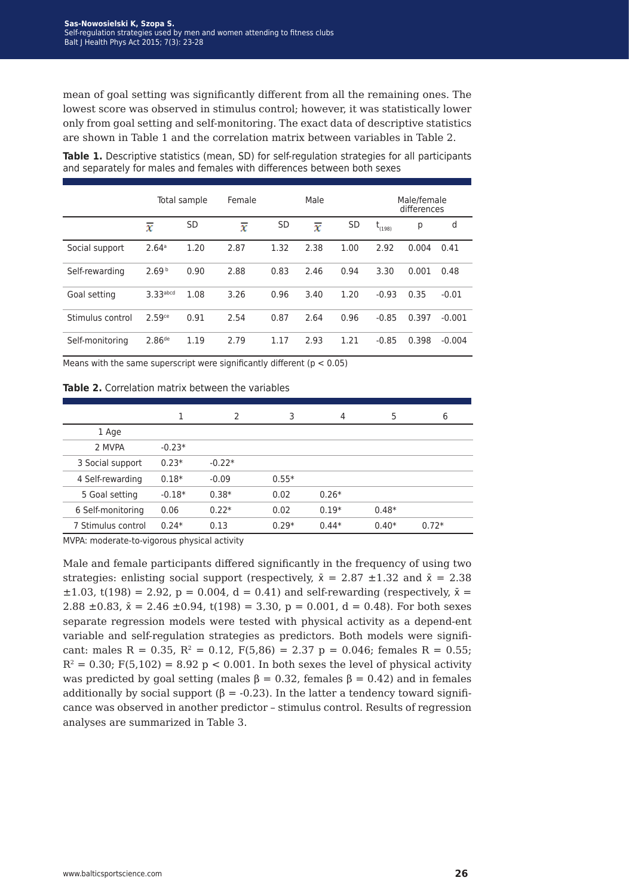mean of goal setting was significantly different from all the remaining ones. The lowest score was observed in stimulus control; however, it was statistically lower only from goal setting and self-monitoring. The exact data of descriptive statistics are shown in Table 1 and the correlation matrix between variables in Table 2.

**Table 1.** Descriptive statistics (mean, SD) for self-regulation strategies for all participants and separately for males and females with differences between both sexes

| | Total sample | | Female | | Male | | Male/female differences | | |
|---|---|---|---|---|---|---|---|---|---|
| | $\bar{x}$ | SD | $\bar{x}$ | SD | $\bar{x}$ | SD | $t_{(198)}$ | p | d |
| Social support | 2.64[a] | 1.20 | 2.87 | 1.32 | 2.38 | 1.00 | 2.92 | 0.004 | 0.41 |
| Self-rewarding | 2.69[b] | 0.90 | 2.88 | 0.83 | 2.46 | 0.94 | 3.30 | 0.001 | 0.48 |
| Goal setting | 3.33[abcd] | 1.08 | 3.26 | 0.96 | 3.40 | 1.20 | -0.93 | 0.35 | -0.01 |
| Stimulus control | 2.59[ce] | 0.91 | 2.54 | 0.87 | 2.64 | 0.96 | -0.85 | 0.397 | -0.001 |
| Self-monitoring | 2.86[de] | 1.19 | 2.79 | 1.17 | 2.93 | 1.21 | -0.85 | 0.398 | -0.004 |

Means with the same superscript were significantly different ($p < 0.05$)

**Table 2.** Correlation matrix between the variables

| | 1 | 2 | 3 | 4 | 5 | 6 |
|---|---|---|---|---|---|---|
| 1 Age | | | | | | |
| 2 MVPA | -0.23* | | | | | |
| 3 Social support | 0.23* | -0.22* | | | | |
| 4 Self-rewarding | 0.18* | -0.09 | 0.55* | | | |
| 5 Goal setting | -0.18* | 0.38* | 0.02 | 0.26* | | |
| 6 Self-monitoring | 0.06 | 0.22* | 0.02 | 0.19* | 0.48* | |
| 7 Stimulus control | 0.24* | 0.13 | 0.29* | 0.44* | 0.40* | 0.72* |

MVPA: moderate-to-vigorous physical activity

Male and female participants differed significantly in the frequency of using two strategies: enlisting social support (respectively, $\bar{x} = 2.87 \pm 1.32$ and $\bar{x} = 2.38 \pm 1.03$, $t(198) = 2.92$, $p = 0.004$, $d = 0.41$) and self-rewarding (respectively, $\bar{x} = 2.88 \pm 0.83$, $\bar{x} = 2.46 \pm 0.94$, $t(198) = 3.30$, $p = 0.001$, $d = 0.48$). For both sexes separate regression models were tested with physical activity as a depend-ent variable and self-regulation strategies as predictors. Both models were significant: males $R = 0.35$, $R^2 = 0.12$, $F(5,86) = 2.37$ $p = 0.046$; females $R = 0.55$; $R^2 = 0.30$; $F(5,102) = 8.92$ $p < 0.001$. In both sexes the level of physical activity was predicted by goal setting (males $\beta = 0.32$, females $\beta = 0.42$) and in females additionally by social support ($\beta = -0.23$). In the latter a tendency toward significance was observed in another predictor – stimulus control. Results of regression analyses are summarized in Table 3.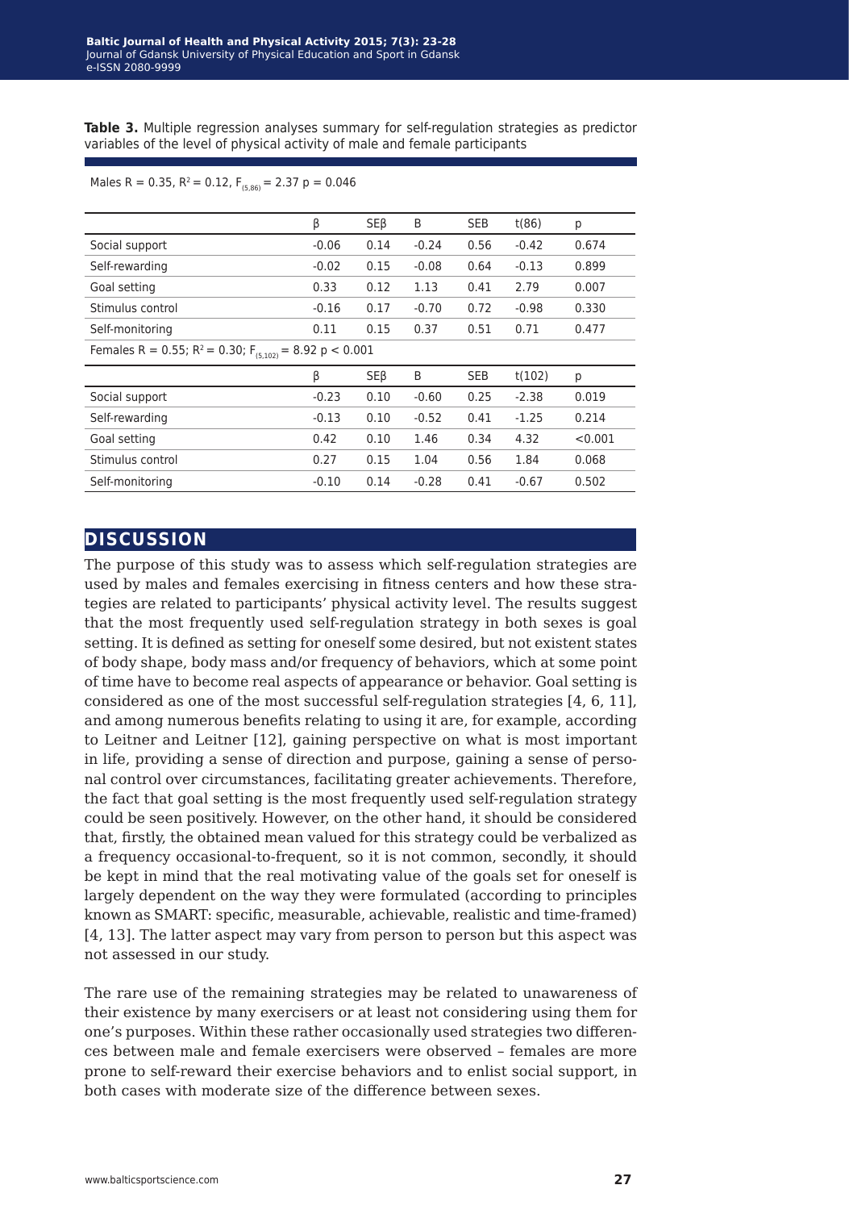**Table 3.** Multiple regression analyses summary for self-regulation strategies as predictor variables of the level of physical activity of male and female participants

Males R = 0.35, $R^2$ = 0.12, $F_{(5,86)}$ = 2.37 p = 0.046

| | β | SEβ | B | SEB | t(86) | p |
|---|---|---|---|---|---|---|
| Social support | -0.06 | 0.14 | -0.24 | 0.56 | -0.42 | 0.674 |
| Self-rewarding | -0.02 | 0.15 | -0.08 | 0.64 | -0.13 | 0.899 |
| Goal setting | 0.33 | 0.12 | 1.13 | 0.41 | 2.79 | 0.007 |
| Stimulus control | -0.16 | 0.17 | -0.70 | 0.72 | -0.98 | 0.330 |
| Self-monitoring | 0.11 | 0.15 | 0.37 | 0.51 | 0.71 | 0.477 |

Females R = 0.55; $R^2$ = 0.30; $F_{(5,102)}$ = 8.92 p < 0.001

| | β | SEβ | B | SEB | t(102) | p |
|---|---|---|---|---|---|---|
| Social support | -0.23 | 0.10 | -0.60 | 0.25 | -2.38 | 0.019 |
| Self-rewarding | -0.13 | 0.10 | -0.52 | 0.41 | -1.25 | 0.214 |
| Goal setting | 0.42 | 0.10 | 1.46 | 0.34 | 4.32 | <0.001 |
| Stimulus control | 0.27 | 0.15 | 1.04 | 0.56 | 1.84 | 0.068 |
| Self-monitoring | -0.10 | 0.14 | -0.28 | 0.41 | -0.67 | 0.502 |

## DISCUSSION

The purpose of this study was to assess which self-regulation strategies are used by males and females exercising in fitness centers and how these strategies are related to participants' physical activity level. The results suggest that the most frequently used self-regulation strategy in both sexes is goal setting. It is defined as setting for oneself some desired, but not existent states of body shape, body mass and/or frequency of behaviors, which at some point of time have to become real aspects of appearance or behavior. Goal setting is considered as one of the most successful self-regulation strategies [4, 6, 11], and among numerous benefits relating to using it are, for example, according to Leitner and Leitner [12], gaining perspective on what is most important in life, providing a sense of direction and purpose, gaining a sense of personal control over circumstances, facilitating greater achievements. Therefore, the fact that goal setting is the most frequently used self-regulation strategy could be seen positively. However, on the other hand, it should be considered that, firstly, the obtained mean valued for this strategy could be verbalized as a frequency occasional-to-frequent, so it is not common, secondly, it should be kept in mind that the real motivating value of the goals set for oneself is largely dependent on the way they were formulated (according to principles known as SMART: specific, measurable, achievable, realistic and time-framed) [4, 13]. The latter aspect may vary from person to person but this aspect was not assessed in our study.

The rare use of the remaining strategies may be related to unawareness of their existence by many exercisers or at least not considering using them for one's purposes. Within these rather occasionally used strategies two differences between male and female exercisers were observed – females are more prone to self-reward their exercise behaviors and to enlist social support, in both cases with moderate size of the difference between sexes.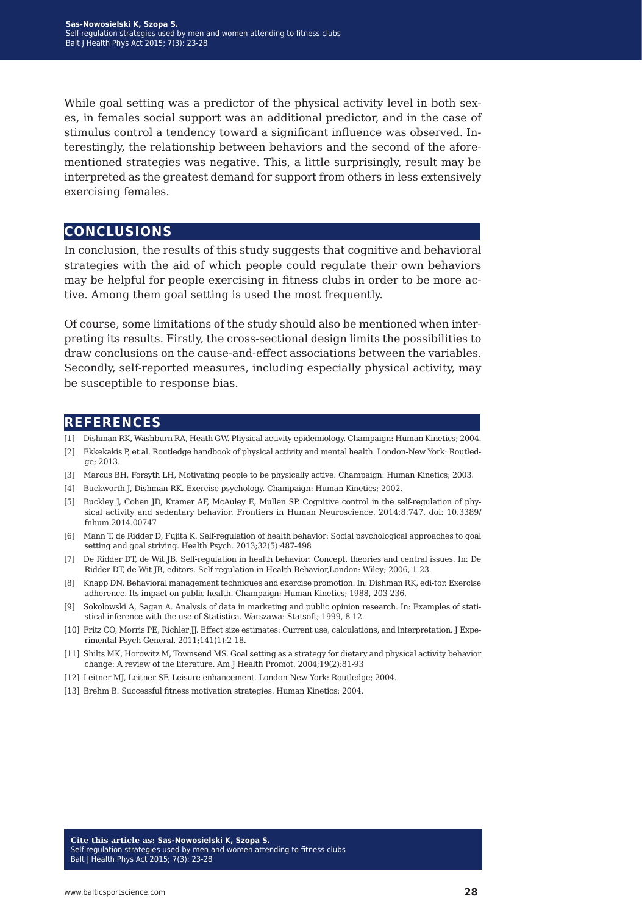While goal setting was a predictor of the physical activity level in both sexes, in females social support was an additional predictor, and in the case of stimulus control a tendency toward a significant influence was observed. Interestingly, the relationship between behaviors and the second of the aforementioned strategies was negative. This, a little surprisingly, result may be interpreted as the greatest demand for support from others in less extensively exercising females.

## CONCLUSIONS

In conclusion, the results of this study suggests that cognitive and behavioral strategies with the aid of which people could regulate their own behaviors may be helpful for people exercising in fitness clubs in order to be more active. Among them goal setting is used the most frequently.

Of course, some limitations of the study should also be mentioned when interpreting its results. Firstly, the cross-sectional design limits the possibilities to draw conclusions on the cause-and-effect associations between the variables. Secondly, self-reported measures, including especially physical activity, may be susceptible to response bias.

## REFERENCES

[1] Dishman RK, Washburn RA, Heath GW. Physical activity epidemiology. Champaign: Human Kinetics; 2004.

[2] Ekkekakis P, et al. Routledge handbook of physical activity and mental health. London-New York: Routledge; 2013.

[3] Marcus BH, Forsyth LH, Motivating people to be physically active. Champaign: Human Kinetics; 2003.

[4] Buckworth J, Dishman RK. Exercise psychology. Champaign: Human Kinetics; 2002.

[5] Buckley J, Cohen JD, Kramer AF, McAuley E, Mullen SP. Cognitive control in the self-regulation of physical activity and sedentary behavior. Frontiers in Human Neuroscience. 2014;8:747. doi: 10.3389/fnhum.2014.00747

[6] Mann T, de Ridder D, Fujita K. Self-regulation of health behavior: Social psychological approaches to goal setting and goal striving. Health Psych. 2013;32(5):487-498

[7] De Ridder DT, de Wit JB. Self-regulation in health behavior: Concept, theories and central issues. In: De Ridder DT, de Wit JB, editors. Self-regulation in Health Behavior,London: Wiley; 2006, 1-23.

[8] Knapp DN. Behavioral management techniques and exercise promotion. In: Dishman RK, edi-tor. Exercise adherence. Its impact on public health. Champaign: Human Kinetics; 1988, 203-236.

[9] Sokolowski A, Sagan A. Analysis of data in marketing and public opinion research. In: Examples of statistical inference with the use of Statistica. Warszawa: Statsoft; 1999, 8-12.

[10] Fritz CO, Morris PE, Richler JJ. Effect size estimates: Current use, calculations, and interpretation. J Experimental Psych General. 2011;141(1):2-18.

[11] Shilts MK, Horowitz M, Townsend MS. Goal setting as a strategy for dietary and physical activity behavior change: A review of the literature. Am J Health Promot. 2004;19(2):81-93

[12] Leitner MJ, Leitner SF. Leisure enhancement. London-New York: Routledge; 2004.

[13] Brehm B. Successful fitness motivation strategies. Human Kinetics; 2004.

**Cite this article as: Sas-Nowosielski K, Szopa S.**
Self-regulation strategies used by men and women attending to fitness clubs
Balt J Health Phys Act 2015; 7(3): 23-28